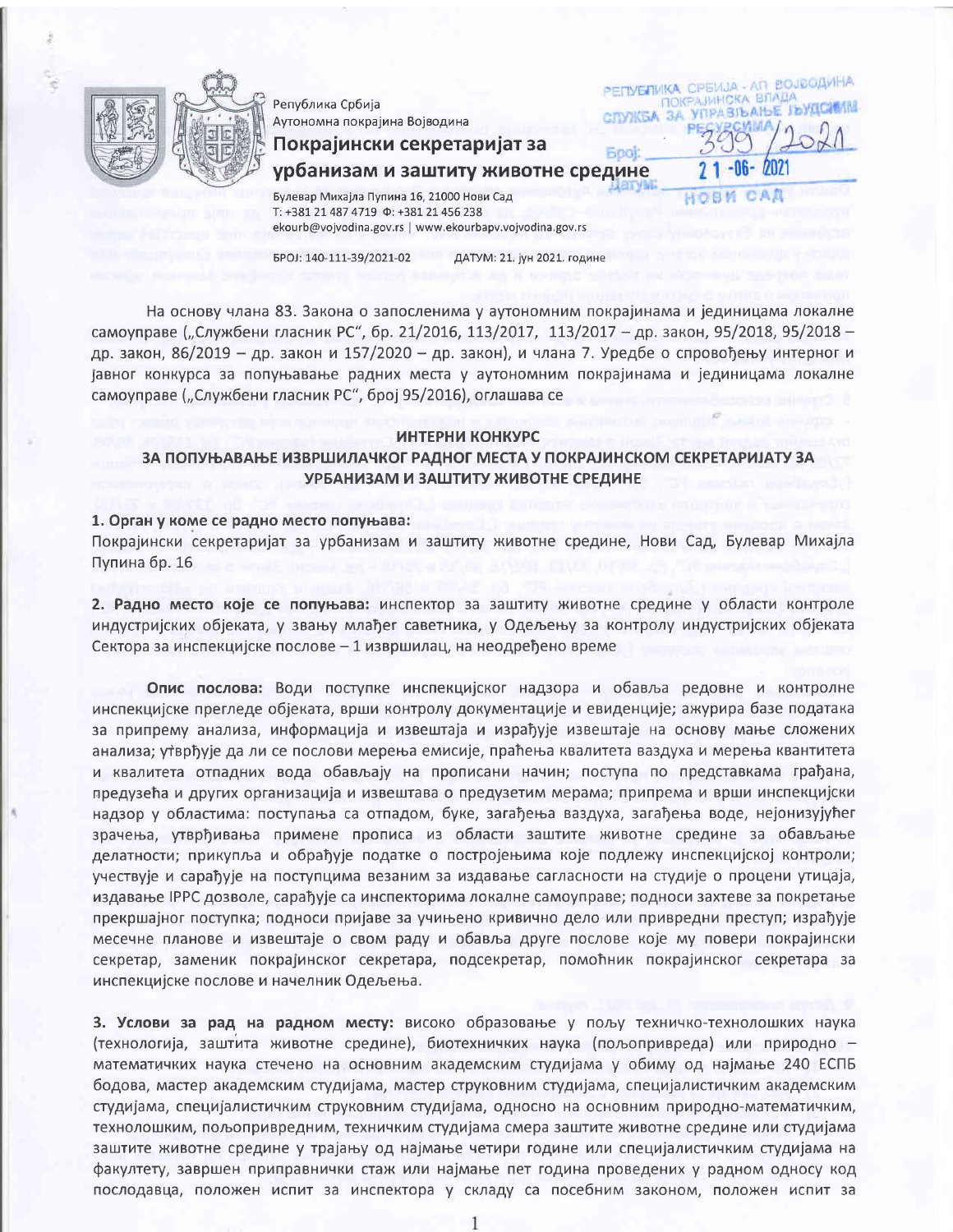Република Србија
Аутономна покрајина Војводина
**Покрајински секретаријат за урбанизам и заштиту животне средине**
Булевар Михајла Пупина 16, 21000 Нови Сад
Т: +381 21 487 4719 Ф: +381 21 456 238
ekourb@vojvodina.gov.rs | www.ekourbapv.vojvodina.gov.rs

РЕПУБЛИКА СРБИЈА - АП ВОЈВОДИНА
ПОКРАЈИНСКА ВЛАДА
СЛУЖБА ЗА УПРАВЉАЊЕ ЉУДСКИМ РЕСУРСИМА
Број: 399/2021
Датум: 21-06-2021
НОВИ САД

БРОЈ: 140-111-39/2021-02 ДАТУМ: 21. јун 2021. године

На основу члана 83. Закона о запосленима у аутономним покрајинама и јединицама локалне самоуправе („Службени гласник РС“, бр. 21/2016, 113/2017, 113/2017 – др. закон, 95/2018, 95/2018 – др. закон, 86/2019 – др. закон и 157/2020 – др. закон), и члана 7. Уредбе о спровођењу интерног и јавног конкурса за попуњавање радних места у аутономним покрајинама и јединицама локалне самоуправе („Службени гласник РС“, број 95/2016), оглашава се

**ИНТЕРНИ КОНКУРС**
**ЗА ПОПУЊАВАЊЕ ИЗВРШИЛАЧКОГ РАДНОГ МЕСТА У ПОКРАЈИНСКОМ СЕКРЕТАРИЈАТУ ЗА УРБАНИЗАМ И ЗАШТИТУ ЖИВОТНЕ СРЕДИНЕ**

**1. Орган у коме се радно место попуњава:**
Покрајински секретаријат за урбанизам и заштиту животне средине, Нови Сад, Булевар Михајла Пупина бр. 16

**2. Радно место које се попуњава:** инспектор за заштиту животне средине у области контроле индустријских објеката, у звању млађег саветника, у Одељењу за контролу индустријских објеката Сектора за инспекцијске послове – 1 извршилац, на неодређено време

**Опис послова:** Води поступке инспекцијског надзора и обавља редовне и контролне инспекцијске прегледе објеката, врши контролу документације и евиденције; ажурира базе података за припрему анализа, информација и извештаја и израђује извештаје на основу мање сложених анализа; утврђује да ли се послови мерења емисије, праћења квалитета ваздуха и мерења квантитета и квалитета отпадних вода обављају на прописани начин; поступа по представкама грађана, предузећа и других организација и извештава о предузетим мерама; припрема и врши инспекцијски надзор у областима: поступања са отпадом, буке, загађења ваздуха, загађења воде, нејонизујућег зрачења, утврђивања примене прописа из области заштите животне средине за обављање делатности; прикупља и обрађује податке о постројењима које подлежу инспекцијској контроли; учествује и сарађује на поступцима везаним за издавање сагласности на студије о процени утицаја, издавање IPPC дозволе, сарађује са инспекторима локалне самоуправе; подноси захтеве за покретање прекршајног поступка; подноси пријаве за учињено кривично дело или привредни преступ; израђује месечне планове и извештаје о свом раду и обавља друге послове које му повери покрајински секретар, заменик покрајинског секретара, подсекретар, помоћник покрајинског секретара за инспекцијске послове и начелник Одељења.

**3. Услови за рад на радном месту:** високо образовање у пољу техничко-технолошких наука (технологија, заштита животне средине), биотехничких наука (пољопривреда) или природно – математичких наука стечено на основним академским студијама у обиму од најмање 240 ЕСПБ бодова, мастер академским студијама, мастер струковним студијама, специјалистичким академским студијама, специјалистичким струковним студијама, односно на основним природно-математичким, технолошким, пољопривредним, техничким студијама смера заштите животне средине или студијама заштите животне средине у трајању од најмање четири године или специјалистичким студијама на факултету, завршен приправнички стаж или најмање пет година проведених у радном односу код послодавца, положен испит за инспектора у складу са посебним законом, положен испит за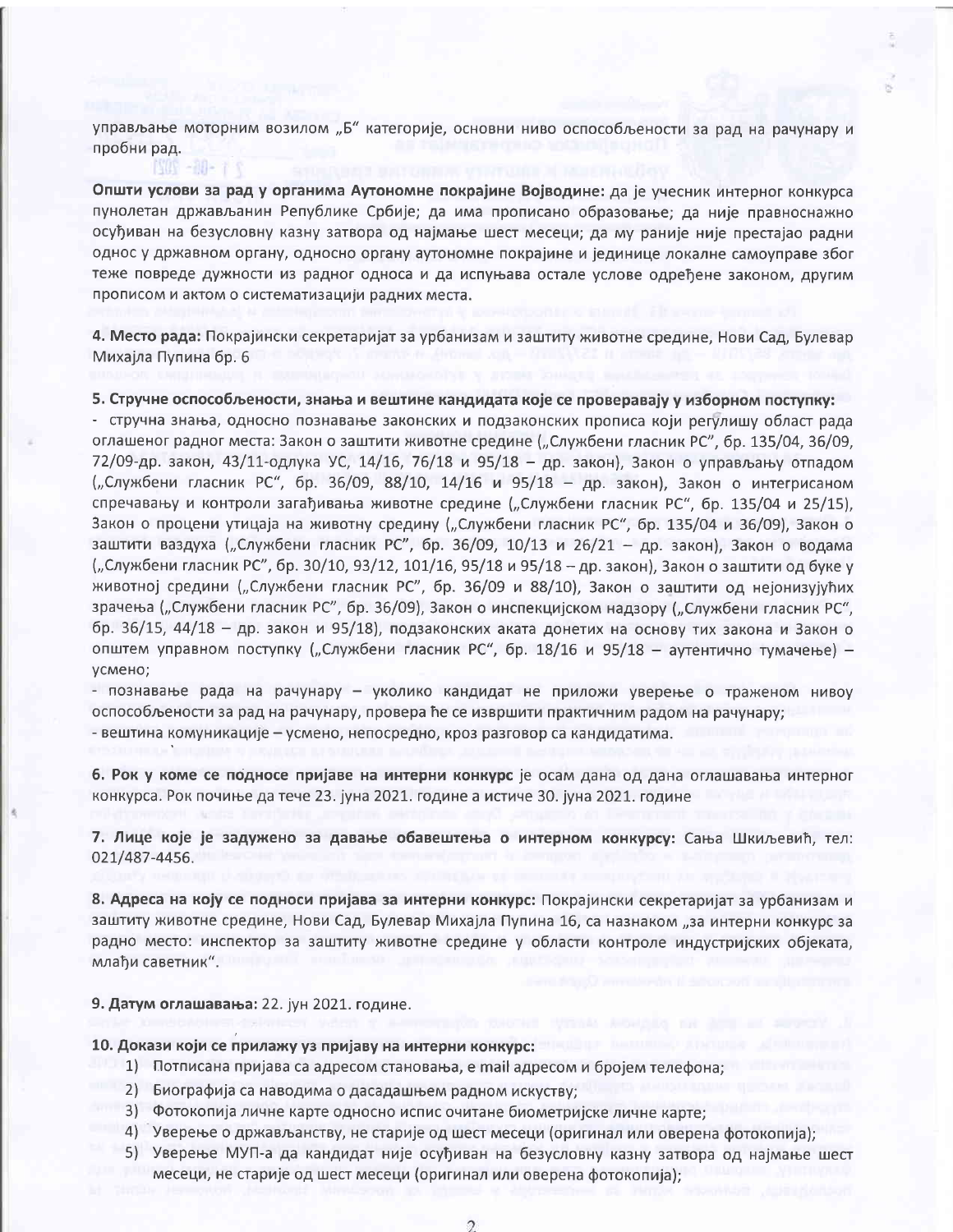управљање моторним возилом „Б" категорије, основни ниво оспособљености за рад на рачунару и пробни рад.

**Општи услови за рад у органима Аутономне покрајине Војводине:** да је учесник интерног конкурса пунолетан држављанин Републике Србије; да има прописано образовање; да није правноснажно осуђиван на безусловну казну затвора од најмање шест месеци; да му раније није престајао радни однос у државном органу, односно органу аутономне покрајине и јединице локалне самоуправе због теже повреде дужности из радног односа и да испуњава остале услове одређене законом, другим прописом и актом о систематизацији радних места.

**4. Место рада:** Покрајински секретаријат за урбанизам и заштиту животне средине, Нови Сад, Булевар Михајла Пупина бр. 6

**5. Стручне оспособљености, знања и вештине кандидата које се проверавају у изборном поступку:**

- стручна знања, односно познавање законских и подзаконских прописа који регулишу област рада оглашеног радног места: Закон о заштити животне средине („Службени гласник РС", бр. 135/04, 36/09, 72/09-др. закон, 43/11-одлука УС, 14/16, 76/18 и 95/18 – др. закон), Закон о управљању отпадом („Службени гласник РС", бр. 36/09, 88/10, 14/16 и 95/18 – др. закон), Закон о интегрисаном спречавању и контроли загађивања животне средине („Службени гласник РС", бр. 135/04 и 25/15), Закон о процени утицаја на животну средину („Службени гласник РС", бр. 135/04 и 36/09), Закон о заштити ваздуха („Службени гласник РС", бр. 36/09, 10/13 и 26/21 – др. закон), Закон о водама („Службени гласник РС", бр. 30/10, 93/12, 101/16, 95/18 и 95/18 – др. закон), Закон о заштити од буке у животној средини („Службени гласник РС", бр. 36/09 и 88/10), Закон о заштити од нејонизујућих зрачења („Службени гласник РС", бр. 36/09), Закон о инспекцијском надзору („Службени гласник РС", бр. 36/15, 44/18 – др. закон и 95/18), подзаконских аката донетих на основу тих закона и Закон о општем управном поступку („Службени гласник РС", бр. 18/16 и 95/18 – аутентично тумачење) – усмено;
- познавање рада на рачунару – уколико кандидат не приложи уверење о траженом нивоу оспособљености за рад на рачунару, провера ће се извршити практичним радом на рачунару;
- вештина комуникације – усмено, непосредно, кроз разговор са кандидатима.

**6. Рок у коме се подносе пријаве на интерни конкурс** је осам дана од дана оглашавања интерног конкурса. Рок почиње да тече 23. јуна 2021. године а истиче 30. јуна 2021. године

**7. Лице које је задужено за давање обавештења о интерном конкурсу:** Сања Шкиљевић, тел: 021/487-4456.

**8. Адреса на коју се подноси пријава за интерни конкурс:** Покрајински секретаријат за урбанизам и заштиту животне средине, Нови Сад, Булевар Михајла Пупина 16, са назнаком „за интерни конкурс за радно место: инспектор за заштиту животне средине у области контроле индустријских објеката, млађи саветник".

**9. Датум оглашавања:** 22. јун 2021. године.

**10. Докази који се прилажу уз пријаву на интерни конкурс:**

1) Потписана пријава са адресом становања, е mail адресом и бројем телефона;
2) Биографија са наводима о дасадашњем радном искуству;
3) Фотокопија личне карте односно испис очитане биометријске личне карте;
4) Уверење о држављанству, не старије од шест месеци (оригинал или оверена фотокопија);
5) Уверење МУП-а да кандидат није осуђиван на безусловну казну затвора од најмање шест месеци, не старије од шест месеци (оригинал или оверена фотокопија);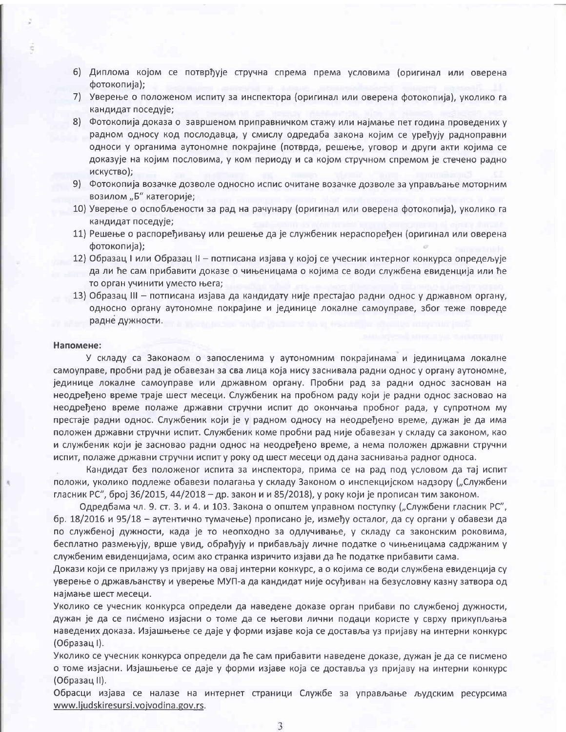6) Диплома којом се потврђује стручна спрема према условима (оригинал или оверена фотокопија);
7) Уверење о положеном испиту за инспектора (оригинал или оверена фотокопија), уколико га кандидат поседује;
8) Фотокопија доказа о завршеном приправничком стажу или најмање пет година проведених у радном односу код послодавца, у смислу одредаба закона којим се уређују радноправни односи у органима аутономне покрајине (потврда, решење, уговор и други акти којима се доказује на којим пословима, у ком периоду и са којом стручном спремом је стечено радно искуство);
9) Фотокопија возачке дозволе односно испис очитане возачке дозволе за управљање моторним возилом „Б" категорије;
10) Уверење о оспособљености за рад на рачунару (оригинал или оверена фотокопија), уколико га кандидат поседује;
11) Решење о распоређивању или решење да је службеник нераспоређен (оригинал или оверена фотокопија);
12) Образац I или Образац II – потписана изјава у којој се учесник интерног конкурса опредељује да ли ће сам прибавити доказе о чињеницама о којима се води службена евиденција или ће то орган учинити уместо њега;
13) Образац III – потписана изјава да кандидату није престајао радни однос у државном органу, односно органу аутономне покрајине и јединице локалне самоуправе, због теже повреде радне дужности.

**Напомене:**

У складу са Законаом о запосленима у аутономним покрајинама и јединицама локалне самоуправе, пробни рад је обавезан за сва лица која нису заснивала радни однос у органу аутономне, јединице локалне самоуправе или државном органу. Пробни рад за радни однос заснован на неодређено време траје шест месеци. Службеник на пробном раду који је радни однос засновао на неодређено време полаже државни стручни испит до окончања пробног рада, у супротном му престаје радни однос. Службеник који је у радном односу на неодређено време, дужан је да има положен државни стручни испит. Службеник коме пробни рад није обавезан у складу са законом, као и службеник који је засновао радни однос на неодређено време, а нема положен државни стручни испит, полаже државни стручни испит у року од шест месеци од дана заснивања радног односа.

Кандидат без положеног испита за инспектора, прима се на рад под условом да тај испит положи, уколико подлеже обавези полагања у складу Законом о инспекцијском надзору („Службени гласник РС", број 36/2015, 44/2018 – др. закон и и 85/2018), у року који је прописан тим законом.

Одредбама чл. 9. ст. 3. и 4. и 103. Закона о општем управном поступку („Службени гласник РС", бр. 18/2016 и 95/18 – аутентично тумачење) прописано је, између осталог, да су органи у обавези да по службеној дужности, када је то неопходно за одлучивање, у складу са законским роковима, бесплатно размењују, врше увид, обрађују и прибављају личне податке о чињеницама садржаним у службеним евиденцијама, осим ако странка изричито изјави да ће податке прибавити сама.

Докази који се прилажу уз пријаву на овај интерни конкурс, а о којима се води службена евиденција су уверење о држављанству и уверење МУП-а да кандидат није осуђиван на безусловну казну затвора од најмање шест месеци.

Уколико се учесник конкурса определи да наведене доказе орган прибави по службеној дужности, дужан је да се писмено изјасни о томе да се његови лични подаци користе у сврху прикупљања наведених доказа. Изјашњење се даје у форми изјаве која се доставља уз пријаву на интерни конкурс (Образац I).

Уколико се учесник конкурса определи да ће сам прибавити наведене доказе, дужан је да се писмено о томе изјасни. Изјашњење се даје у форми изјаве која се доставља уз пријаву на интерни конкурс (Образац II).

Обрасци изјава се налазе на интернет страници Службе за управљање људским ресурсима www.ljudskiresursi.vojvodina.gov.rs.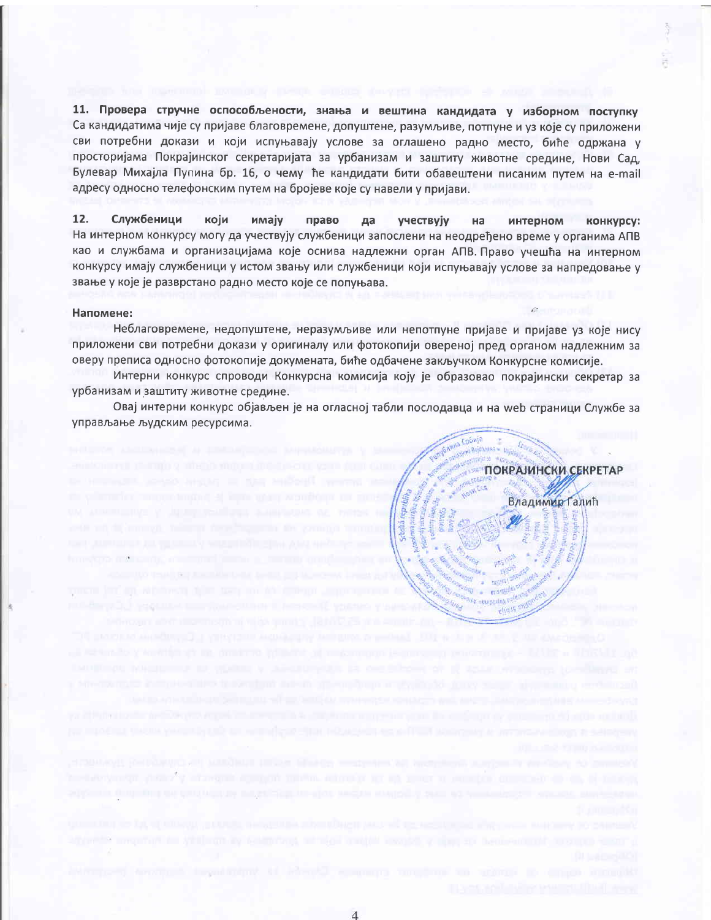**11. Провера стручне оспособљености, знања и вештина кандидата у изборном поступку** Са кандидатима чије су пријаве благовремене, допуштене, разумљиве, потпуне и уз које су приложени сви потребни докази и који испуњавају услове за оглашено радно место, биће одржана у просторијама Покрајинског секретаријата за урбанизам и заштиту животне средине, Нови Сад, Булевар Михајла Пупина бр. 16, о чему ће кандидати бити обавештени писаним путем на e-mail адресу односно телефонским путем на бројеве које су навели у пријави.

**12. Службеници који имају право да учествују на интерном конкурсу:** На интерном конкурсу могу да учествују службеници запослени на неодређено време у органима АПВ као и службама и организацијама које оснива надлежни орган АПВ. Право учешћа на интерном конкурсу имају службеници у истом звању или службеници који испуњавају услове за напредовање у звање у које је разврстано радно место које се попуњава.

**Напомене:**

Неблаговремене, недопуштене, неразумљиве или непотпуне пријаве и пријаве уз које нису приложени сви потребни докази у оригиналу или фотокопији овереној пред органом надлежним за оверу преписа односно фотокопије докумената, биће одбачене закључком Конкурсне комисије.

Интерни конкурс спроводи Конкурсна комисија коју је образовао покрајински секретар за урбанизам и заштиту животне средине.

Овај интерни конкурс објављен је на огласној табли послодавца и на web страници Службе за управљање људским ресурсима.

**ПОКРАЈИНСКИ СЕКРЕТАР**

Владимир Галић